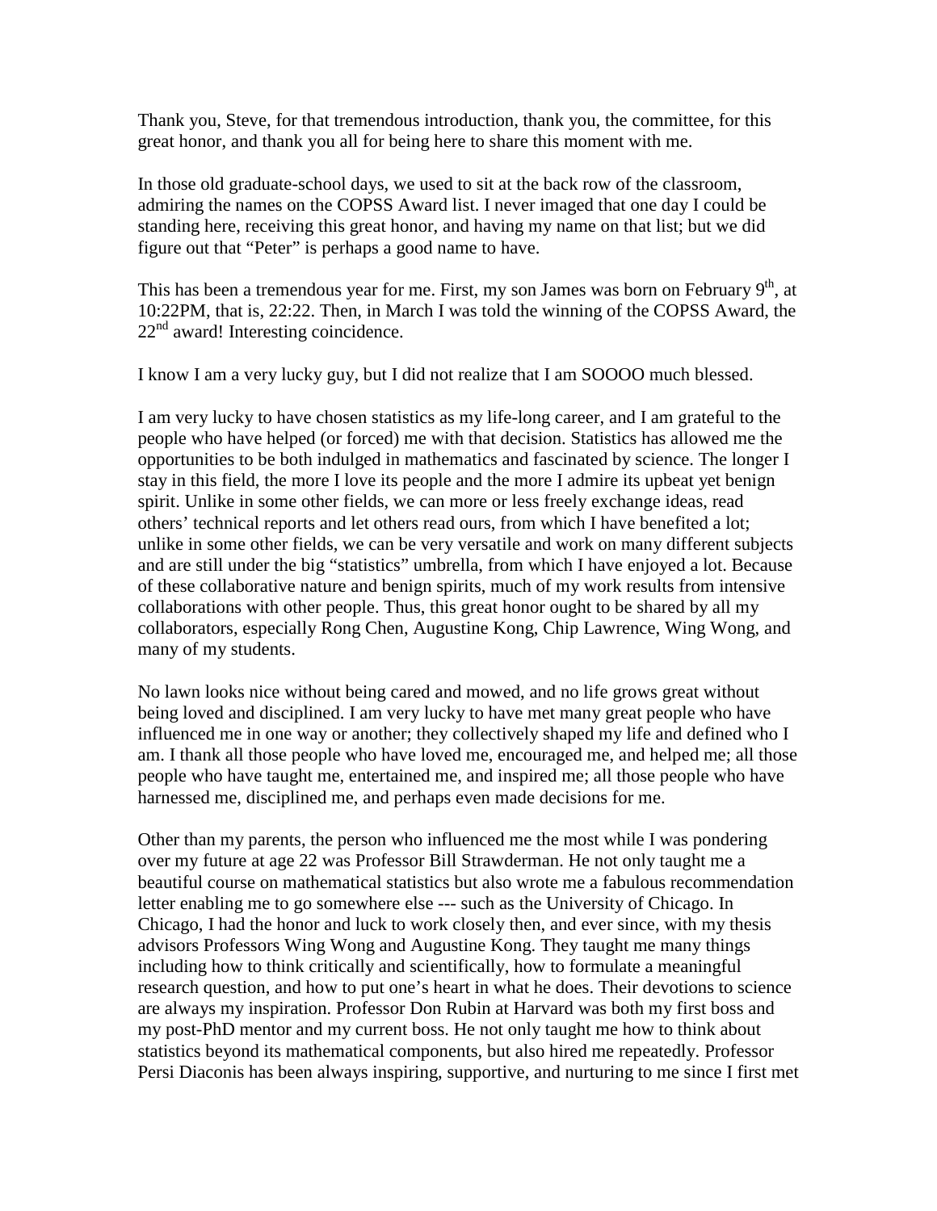Thank you, Steve, for that tremendous introduction, thank you, the committee, for this great honor, and thank you all for being here to share this moment with me.

In those old graduate-school days, we used to sit at the back row of the classroom, admiring the names on the COPSS Award list. I never imaged that one day I could be standing here, receiving this great honor, and having my name on that list; but we did figure out that "Peter" is perhaps a good name to have.

This has been a tremendous year for me. First, my son James was born on February 9th, at 10:22PM, that is, 22:22. Then, in March I was told the winning of the COPSS Award, the 22nd award! Interesting coincidence.

I know I am a very lucky guy, but I did not realize that I am SOOOO much blessed.

I am very lucky to have chosen statistics as my life-long career, and I am grateful to the people who have helped (or forced) me with that decision. Statistics has allowed me the opportunities to be both indulged in mathematics and fascinated by science. The longer I stay in this field, the more I love its people and the more I admire its upbeat yet benign spirit. Unlike in some other fields, we can more or less freely exchange ideas, read others' technical reports and let others read ours, from which I have benefited a lot; unlike in some other fields, we can be very versatile and work on many different subjects and are still under the big "statistics" umbrella, from which I have enjoyed a lot. Because of these collaborative nature and benign spirits, much of my work results from intensive collaborations with other people. Thus, this great honor ought to be shared by all my collaborators, especially Rong Chen, Augustine Kong, Chip Lawrence, Wing Wong, and many of my students.

No lawn looks nice without being cared and mowed, and no life grows great without being loved and disciplined. I am very lucky to have met many great people who have influenced me in one way or another; they collectively shaped my life and defined who I am. I thank all those people who have loved me, encouraged me, and helped me; all those people who have taught me, entertained me, and inspired me; all those people who have harnessed me, disciplined me, and perhaps even made decisions for me.

Other than my parents, the person who influenced me the most while I was pondering over my future at age 22 was Professor Bill Strawderman. He not only taught me a beautiful course on mathematical statistics but also wrote me a fabulous recommendation letter enabling me to go somewhere else --- such as the University of Chicago. In Chicago, I had the honor and luck to work closely then, and ever since, with my thesis advisors Professors Wing Wong and Augustine Kong. They taught me many things including how to think critically and scientifically, how to formulate a meaningful research question, and how to put one's heart in what he does. Their devotions to science are always my inspiration. Professor Don Rubin at Harvard was both my first boss and my post-PhD mentor and my current boss. He not only taught me how to think about statistics beyond its mathematical components, but also hired me repeatedly. Professor Persi Diaconis has been always inspiring, supportive, and nurturing to me since I first met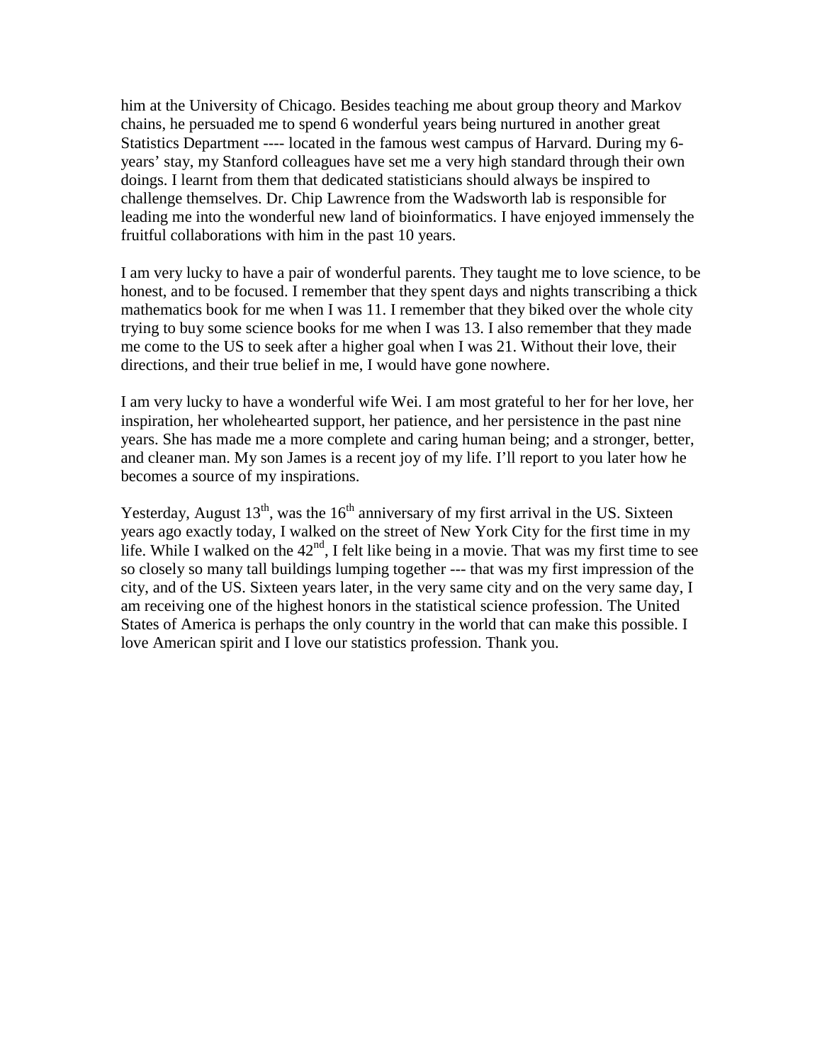him at the University of Chicago. Besides teaching me about group theory and Markov chains, he persuaded me to spend 6 wonderful years being nurtured in another great Statistics Department ---- located in the famous west campus of Harvard. During my 6-years' stay, my Stanford colleagues have set me a very high standard through their own doings. I learnt from them that dedicated statisticians should always be inspired to challenge themselves. Dr. Chip Lawrence from the Wadsworth lab is responsible for leading me into the wonderful new land of bioinformatics. I have enjoyed immensely the fruitful collaborations with him in the past 10 years.

I am very lucky to have a pair of wonderful parents. They taught me to love science, to be honest, and to be focused. I remember that they spent days and nights transcribing a thick mathematics book for me when I was 11. I remember that they biked over the whole city trying to buy some science books for me when I was 13. I also remember that they made me come to the US to seek after a higher goal when I was 21. Without their love, their directions, and their true belief in me, I would have gone nowhere.

I am very lucky to have a wonderful wife Wei. I am most grateful to her for her love, her inspiration, her wholehearted support, her patience, and her persistence in the past nine years. She has made me a more complete and caring human being; and a stronger, better, and cleaner man. My son James is a recent joy of my life. I'll report to you later how he becomes a source of my inspirations.

Yesterday, August 13th, was the 16th anniversary of my first arrival in the US. Sixteen years ago exactly today, I walked on the street of New York City for the first time in my life. While I walked on the 42nd, I felt like being in a movie. That was my first time to see so closely so many tall buildings lumping together --- that was my first impression of the city, and of the US. Sixteen years later, in the very same city and on the very same day, I am receiving one of the highest honors in the statistical science profession. The United States of America is perhaps the only country in the world that can make this possible. I love American spirit and I love our statistics profession. Thank you.